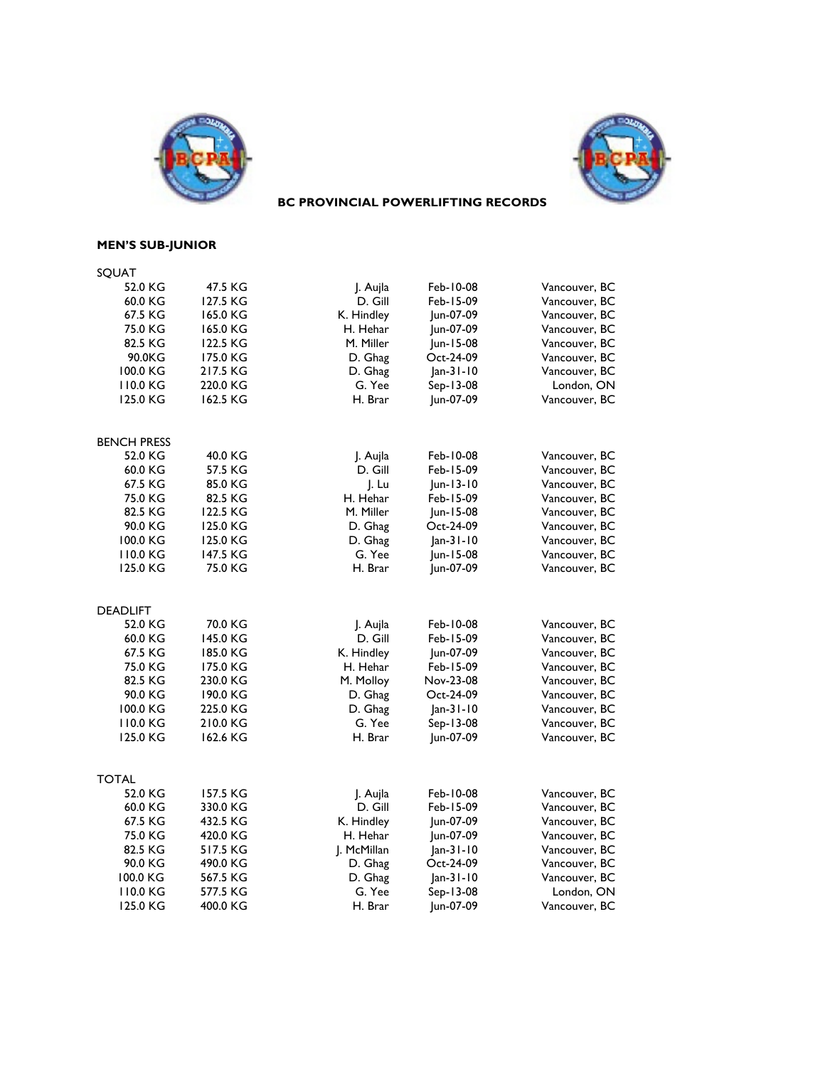# BC PROVINCIAL POWERLIFTING RECORDS

## MEN'S SUB-JUNIOR

### SQUAT

| | | | | |
|---|---|---|---|---|
| 52.0 KG | 47.5 KG | J. Aujla | Feb-10-08 | Vancouver, BC |
| 60.0 KG | 127.5 KG | D. Gill | Feb-15-09 | Vancouver, BC |
| 67.5 KG | 165.0 KG | K. Hindley | Jun-07-09 | Vancouver, BC |
| 75.0 KG | 165.0 KG | H. Hehar | Jun-07-09 | Vancouver, BC |
| 82.5 KG | 122.5 KG | M. Miller | Jun-15-08 | Vancouver, BC |
| 90.0KG | 175.0 KG | D. Ghag | Oct-24-09 | Vancouver, BC |
| 100.0 KG | 217.5 KG | D. Ghag | Jan-31-10 | Vancouver, BC |
| 110.0 KG | 220.0 KG | G. Yee | Sep-13-08 | London, ON |
| 125.0 KG | 162.5 KG | H. Brar | Jun-07-09 | Vancouver, BC |

### BENCH PRESS

| | | | | |
|---|---|---|---|---|
| 52.0 KG | 40.0 KG | J. Aujla | Feb-10-08 | Vancouver, BC |
| 60.0 KG | 57.5 KG | D. Gill | Feb-15-09 | Vancouver, BC |
| 67.5 KG | 85.0 KG | J. Lu | Jun-13-10 | Vancouver, BC |
| 75.0 KG | 82.5 KG | H. Hehar | Feb-15-09 | Vancouver, BC |
| 82.5 KG | 122.5 KG | M. Miller | Jun-15-08 | Vancouver, BC |
| 90.0 KG | 125.0 KG | D. Ghag | Oct-24-09 | Vancouver, BC |
| 100.0 KG | 125.0 KG | D. Ghag | Jan-31-10 | Vancouver, BC |
| 110.0 KG | 147.5 KG | G. Yee | Jun-15-08 | Vancouver, BC |
| 125.0 KG | 75.0 KG | H. Brar | Jun-07-09 | Vancouver, BC |

### DEADLIFT

| | | | | |
|---|---|---|---|---|
| 52.0 KG | 70.0 KG | J. Aujla | Feb-10-08 | Vancouver, BC |
| 60.0 KG | 145.0 KG | D. Gill | Feb-15-09 | Vancouver, BC |
| 67.5 KG | 185.0 KG | K. Hindley | Jun-07-09 | Vancouver, BC |
| 75.0 KG | 175.0 KG | H. Hehar | Feb-15-09 | Vancouver, BC |
| 82.5 KG | 230.0 KG | M. Molloy | Nov-23-08 | Vancouver, BC |
| 90.0 KG | 190.0 KG | D. Ghag | Oct-24-09 | Vancouver, BC |
| 100.0 KG | 225.0 KG | D. Ghag | Jan-31-10 | Vancouver, BC |
| 110.0 KG | 210.0 KG | G. Yee | Sep-13-08 | Vancouver, BC |
| 125.0 KG | 162.6 KG | H. Brar | Jun-07-09 | Vancouver, BC |

### TOTAL

| | | | | |
|---|---|---|---|---|
| 52.0 KG | 157.5 KG | J. Aujla | Feb-10-08 | Vancouver, BC |
| 60.0 KG | 330.0 KG | D. Gill | Feb-15-09 | Vancouver, BC |
| 67.5 KG | 432.5 KG | K. Hindley | Jun-07-09 | Vancouver, BC |
| 75.0 KG | 420.0 KG | H. Hehar | Jun-07-09 | Vancouver, BC |
| 82.5 KG | 517.5 KG | J. McMillan | Jan-31-10 | Vancouver, BC |
| 90.0 KG | 490.0 KG | D. Ghag | Oct-24-09 | Vancouver, BC |
| 100.0 KG | 567.5 KG | D. Ghag | Jan-31-10 | Vancouver, BC |
| 110.0 KG | 577.5 KG | G. Yee | Sep-13-08 | London, ON |
| 125.0 KG | 400.0 KG | H. Brar | Jun-07-09 | Vancouver, BC |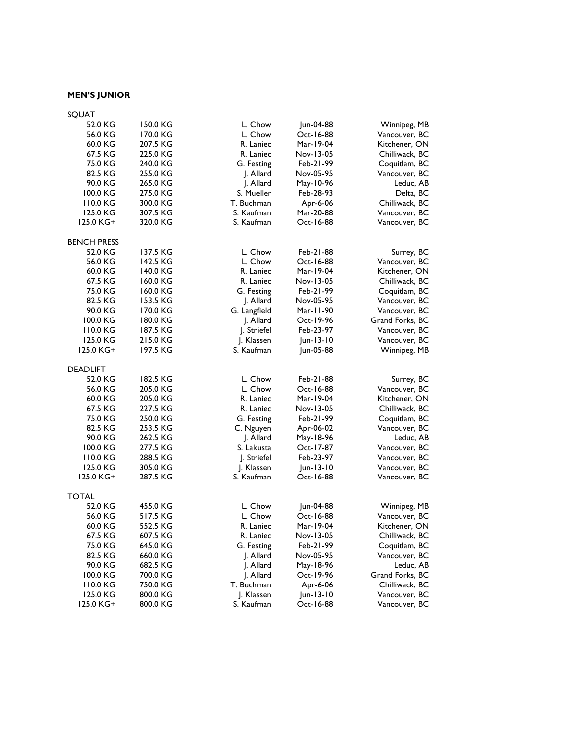**MEN'S JUNIOR**

| SQUAT | | | | |
|---|---|---|---|---|
| 52.0 KG | 150.0 KG | L. Chow | Jun-04-88 | Winnipeg, MB |
| 56.0 KG | 170.0 KG | L. Chow | Oct-16-88 | Vancouver, BC |
| 60.0 KG | 207.5 KG | R. Laniec | Mar-19-04 | Kitchener, ON |
| 67.5 KG | 225.0 KG | R. Laniec | Nov-13-05 | Chilliwack, BC |
| 75.0 KG | 240.0 KG | G. Festing | Feb-21-99 | Coquitlam, BC |
| 82.5 KG | 255.0 KG | J. Allard | Nov-05-95 | Vancouver, BC |
| 90.0 KG | 265.0 KG | J. Allard | May-10-96 | Leduc, AB |
| 100.0 KG | 275.0 KG | S. Mueller | Feb-28-93 | Delta, BC |
| 110.0 KG | 300.0 KG | T. Buchman | Apr-6-06 | Chilliwack, BC |
| 125.0 KG | 307.5 KG | S. Kaufman | Mar-20-88 | Vancouver, BC |
| 125.0 KG+ | 320.0 KG | S. Kaufman | Oct-16-88 | Vancouver, BC |

| BENCH PRESS | | | | |
|---|---|---|---|---|
| 52.0 KG | 137.5 KG | L. Chow | Feb-21-88 | Surrey, BC |
| 56.0 KG | 142.5 KG | L. Chow | Oct-16-88 | Vancouver, BC |
| 60.0 KG | 140.0 KG | R. Laniec | Mar-19-04 | Kitchener, ON |
| 67.5 KG | 160.0 KG | R. Laniec | Nov-13-05 | Chilliwack, BC |
| 75.0 KG | 160.0 KG | G. Festing | Feb-21-99 | Coquitlam, BC |
| 82.5 KG | 153.5 KG | J. Allard | Nov-05-95 | Vancouver, BC |
| 90.0 KG | 170.0 KG | G. Langfield | Mar-11-90 | Vancouver, BC |
| 100.0 KG | 180.0 KG | J. Allard | Oct-19-96 | Grand Forks, BC |
| 110.0 KG | 187.5 KG | J. Striefel | Feb-23-97 | Vancouver, BC |
| 125.0 KG | 215.0 KG | J. Klassen | Jun-13-10 | Vancouver, BC |
| 125.0 KG+ | 197.5 KG | S. Kaufman | Jun-05-88 | Winnipeg, MB |

| DEADLIFT | | | | |
|---|---|---|---|---|
| 52.0 KG | 182.5 KG | L. Chow | Feb-21-88 | Surrey, BC |
| 56.0 KG | 205.0 KG | L. Chow | Oct-16-88 | Vancouver, BC |
| 60.0 KG | 205.0 KG | R. Laniec | Mar-19-04 | Kitchener, ON |
| 67.5 KG | 227.5 KG | R. Laniec | Nov-13-05 | Chilliwack, BC |
| 75.0 KG | 250.0 KG | G. Festing | Feb-21-99 | Coquitlam, BC |
| 82.5 KG | 253.5 KG | C. Nguyen | Apr-06-02 | Vancouver, BC |
| 90.0 KG | 262.5 KG | J. Allard | May-18-96 | Leduc, AB |
| 100.0 KG | 277.5 KG | S. Lakusta | Oct-17-87 | Vancouver, BC |
| 110.0 KG | 288.5 KG | J. Striefel | Feb-23-97 | Vancouver, BC |
| 125.0 KG | 305.0 KG | J. Klassen | Jun-13-10 | Vancouver, BC |
| 125.0 KG+ | 287.5 KG | S. Kaufman | Oct-16-88 | Vancouver, BC |

| TOTAL | | | | |
|---|---|---|---|---|
| 52.0 KG | 455.0 KG | L. Chow | Jun-04-88 | Winnipeg, MB |
| 56.0 KG | 517.5 KG | L. Chow | Oct-16-88 | Vancouver, BC |
| 60.0 KG | 552.5 KG | R. Laniec | Mar-19-04 | Kitchener, ON |
| 67.5 KG | 607.5 KG | R. Laniec | Nov-13-05 | Chilliwack, BC |
| 75.0 KG | 645.0 KG | G. Festing | Feb-21-99 | Coquitlam, BC |
| 82.5 KG | 660.0 KG | J. Allard | Nov-05-95 | Vancouver, BC |
| 90.0 KG | 682.5 KG | J. Allard | May-18-96 | Leduc, AB |
| 100.0 KG | 700.0 KG | J. Allard | Oct-19-96 | Grand Forks, BC |
| 110.0 KG | 750.0 KG | T. Buchman | Apr-6-06 | Chilliwack, BC |
| 125.0 KG | 800.0 KG | J. Klassen | Jun-13-10 | Vancouver, BC |
| 125.0 KG+ | 800.0 KG | S. Kaufman | Oct-16-88 | Vancouver, BC |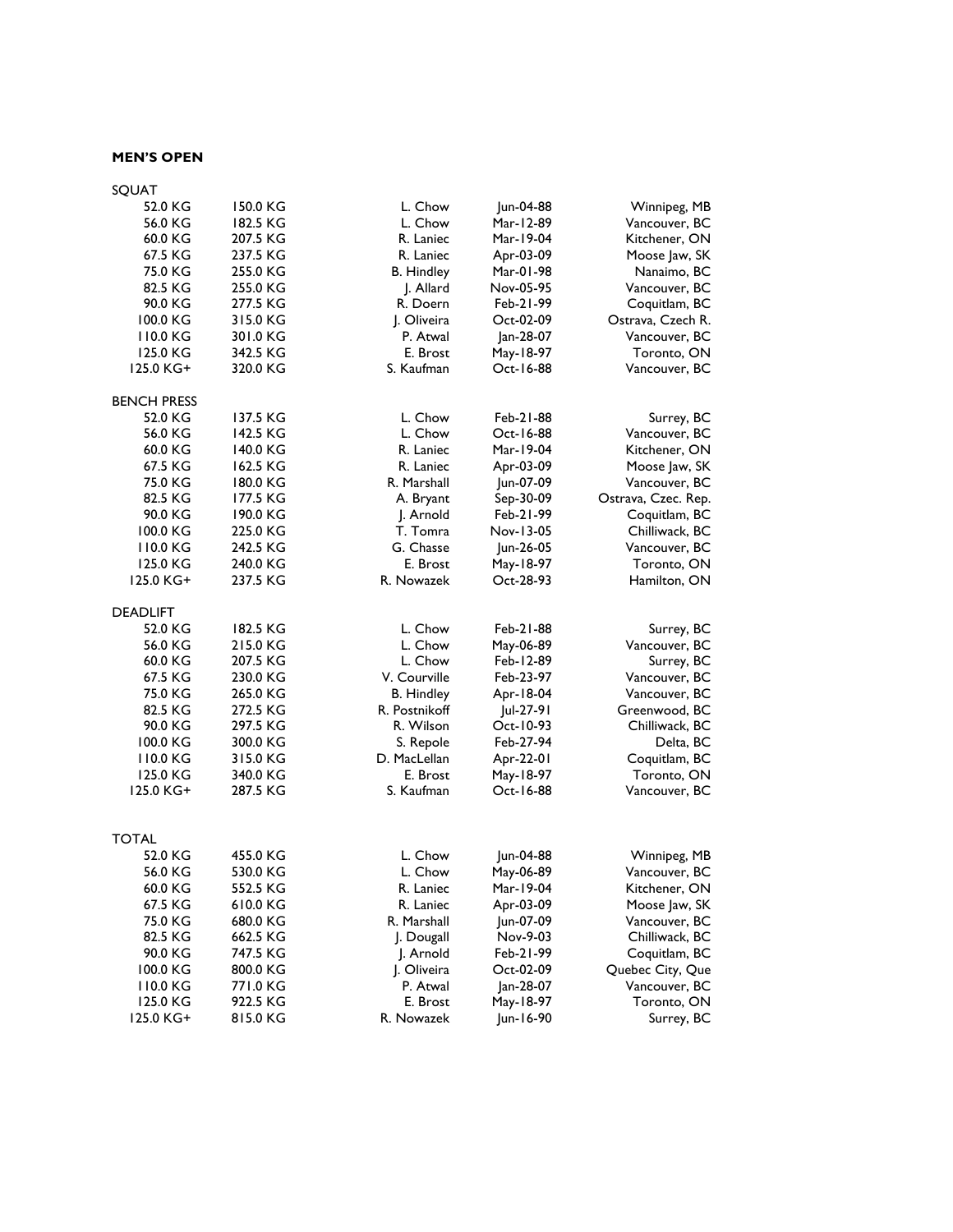**MEN'S OPEN**

SQUAT

| Weight Class | Record | Name | Date | Location |
|---|---|---|---|---|
| 52.0 KG | 150.0 KG | L. Chow | Jun-04-88 | Winnipeg, MB |
| 56.0 KG | 182.5 KG | L. Chow | Mar-12-89 | Vancouver, BC |
| 60.0 KG | 207.5 KG | R. Laniec | Mar-19-04 | Kitchener, ON |
| 67.5 KG | 237.5 KG | R. Laniec | Apr-03-09 | Moose Jaw, SK |
| 75.0 KG | 255.0 KG | B. Hindley | Mar-01-98 | Nanaimo, BC |
| 82.5 KG | 255.0 KG | J. Allard | Nov-05-95 | Vancouver, BC |
| 90.0 KG | 277.5 KG | R. Doern | Feb-21-99 | Coquitlam, BC |
| 100.0 KG | 315.0 KG | J. Oliveira | Oct-02-09 | Ostrava, Czech R. |
| 110.0 KG | 301.0 KG | P. Atwal | Jan-28-07 | Vancouver, BC |
| 125.0 KG | 342.5 KG | E. Brost | May-18-97 | Toronto, ON |
| 125.0 KG+ | 320.0 KG | S. Kaufman | Oct-16-88 | Vancouver, BC |

BENCH PRESS

| Weight Class | Record | Name | Date | Location |
|---|---|---|---|---|
| 52.0 KG | 137.5 KG | L. Chow | Feb-21-88 | Surrey, BC |
| 56.0 KG | 142.5 KG | L. Chow | Oct-16-88 | Vancouver, BC |
| 60.0 KG | 140.0 KG | R. Laniec | Mar-19-04 | Kitchener, ON |
| 67.5 KG | 162.5 KG | R. Laniec | Apr-03-09 | Moose Jaw, SK |
| 75.0 KG | 180.0 KG | R. Marshall | Jun-07-09 | Vancouver, BC |
| 82.5 KG | 177.5 KG | A. Bryant | Sep-30-09 | Ostrava, Czec. Rep. |
| 90.0 KG | 190.0 KG | J. Arnold | Feb-21-99 | Coquitlam, BC |
| 100.0 KG | 225.0 KG | T. Tomra | Nov-13-05 | Chilliwack, BC |
| 110.0 KG | 242.5 KG | G. Chasse | Jun-26-05 | Vancouver, BC |
| 125.0 KG | 240.0 KG | E. Brost | May-18-97 | Toronto, ON |
| 125.0 KG+ | 237.5 KG | R. Nowazek | Oct-28-93 | Hamilton, ON |

DEADLIFT

| Weight Class | Record | Name | Date | Location |
|---|---|---|---|---|
| 52.0 KG | 182.5 KG | L. Chow | Feb-21-88 | Surrey, BC |
| 56.0 KG | 215.0 KG | L. Chow | May-06-89 | Vancouver, BC |
| 60.0 KG | 207.5 KG | L. Chow | Feb-12-89 | Surrey, BC |
| 67.5 KG | 230.0 KG | V. Courville | Feb-23-97 | Vancouver, BC |
| 75.0 KG | 265.0 KG | B. Hindley | Apr-18-04 | Vancouver, BC |
| 82.5 KG | 272.5 KG | R. Postnikoff | Jul-27-91 | Greenwood, BC |
| 90.0 KG | 297.5 KG | R. Wilson | Oct-10-93 | Chilliwack, BC |
| 100.0 KG | 300.0 KG | S. Repole | Feb-27-94 | Delta, BC |
| 110.0 KG | 315.0 KG | D. MacLellan | Apr-22-01 | Coquitlam, BC |
| 125.0 KG | 340.0 KG | E. Brost | May-18-97 | Toronto, ON |
| 125.0 KG+ | 287.5 KG | S. Kaufman | Oct-16-88 | Vancouver, BC |

TOTAL

| Weight Class | Record | Name | Date | Location |
|---|---|---|---|---|
| 52.0 KG | 455.0 KG | L. Chow | Jun-04-88 | Winnipeg, MB |
| 56.0 KG | 530.0 KG | L. Chow | May-06-89 | Vancouver, BC |
| 60.0 KG | 552.5 KG | R. Laniec | Mar-19-04 | Kitchener, ON |
| 67.5 KG | 610.0 KG | R. Laniec | Apr-03-09 | Moose Jaw, SK |
| 75.0 KG | 680.0 KG | R. Marshall | Jun-07-09 | Vancouver, BC |
| 82.5 KG | 662.5 KG | J. Dougall | Nov-9-03 | Chilliwack, BC |
| 90.0 KG | 747.5 KG | J. Arnold | Feb-21-99 | Coquitlam, BC |
| 100.0 KG | 800.0 KG | J. Oliveira | Oct-02-09 | Quebec City, Que |
| 110.0 KG | 771.0 KG | P. Atwal | Jan-28-07 | Vancouver, BC |
| 125.0 KG | 922.5 KG | E. Brost | May-18-97 | Toronto, ON |
| 125.0 KG+ | 815.0 KG | R. Nowazek | Jun-16-90 | Surrey, BC |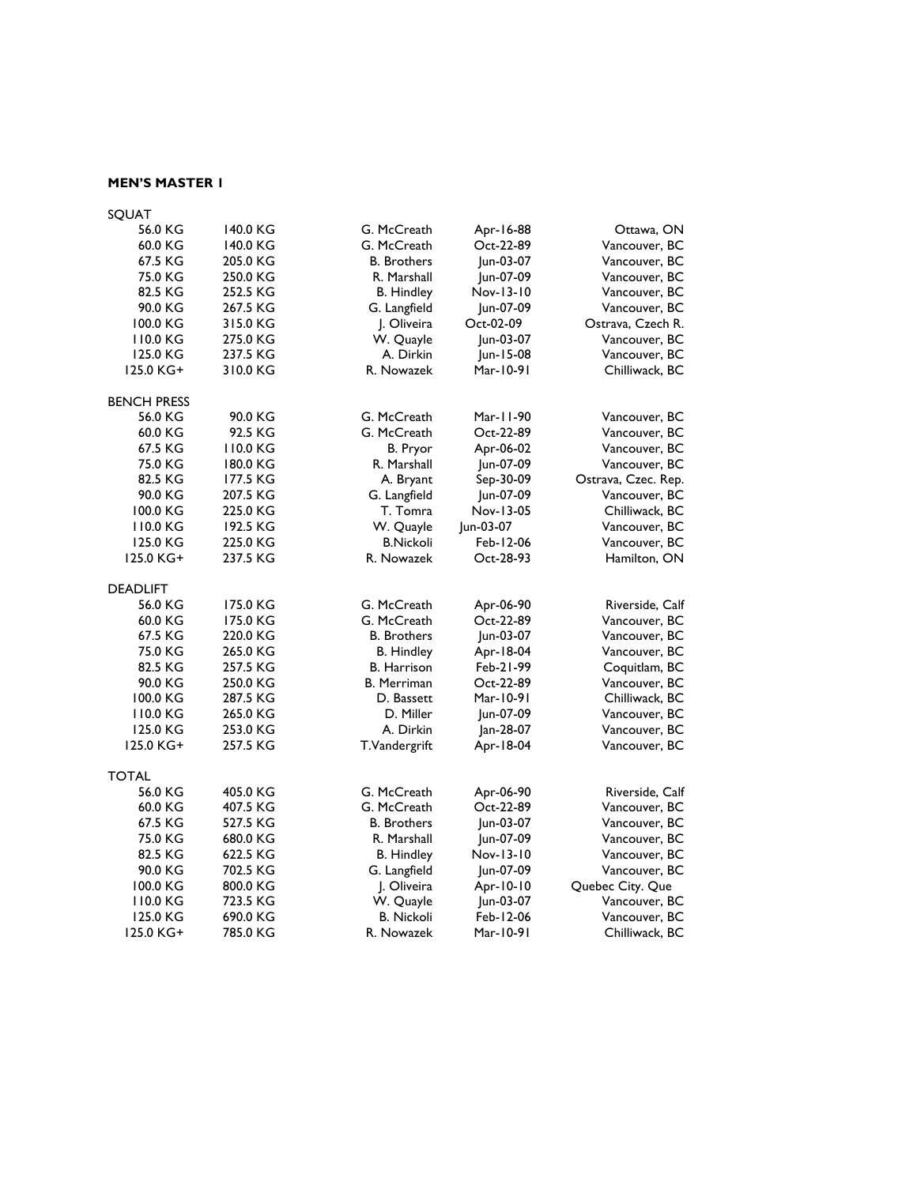**MEN'S MASTER 1**

SQUAT

| | | | | |
|---|---|---|---|---|
| 56.0 KG | 140.0 KG | G. McCreath | Apr-16-88 | Ottawa, ON |
| 60.0 KG | 140.0 KG | G. McCreath | Oct-22-89 | Vancouver, BC |
| 67.5 KG | 205.0 KG | B. Brothers | Jun-03-07 | Vancouver, BC |
| 75.0 KG | 250.0 KG | R. Marshall | Jun-07-09 | Vancouver, BC |
| 82.5 KG | 252.5 KG | B. Hindley | Nov-13-10 | Vancouver, BC |
| 90.0 KG | 267.5 KG | G. Langfield | Jun-07-09 | Vancouver, BC |
| 100.0 KG | 315.0 KG | J. Oliveira | Oct-02-09 | Ostrava, Czech R. |
| 110.0 KG | 275.0 KG | W. Quayle | Jun-03-07 | Vancouver, BC |
| 125.0 KG | 237.5 KG | A. Dirkin | Jun-15-08 | Vancouver, BC |
| 125.0 KG+ | 310.0 KG | R. Nowazek | Mar-10-91 | Chilliwack, BC |

BENCH PRESS

| | | | | |
|---|---|---|---|---|
| 56.0 KG | 90.0 KG | G. McCreath | Mar-11-90 | Vancouver, BC |
| 60.0 KG | 92.5 KG | G. McCreath | Oct-22-89 | Vancouver, BC |
| 67.5 KG | 110.0 KG | B. Pryor | Apr-06-02 | Vancouver, BC |
| 75.0 KG | 180.0 KG | R. Marshall | Jun-07-09 | Vancouver, BC |
| 82.5 KG | 177.5 KG | A. Bryant | Sep-30-09 | Ostrava, Czec. Rep. |
| 90.0 KG | 207.5 KG | G. Langfield | Jun-07-09 | Vancouver, BC |
| 100.0 KG | 225.0 KG | T. Tomra | Nov-13-05 | Chilliwack, BC |
| 110.0 KG | 192.5 KG | W. Quayle | Jun-03-07 | Vancouver, BC |
| 125.0 KG | 225.0 KG | B.Nickoli | Feb-12-06 | Vancouver, BC |
| 125.0 KG+ | 237.5 KG | R. Nowazek | Oct-28-93 | Hamilton, ON |

DEADLIFT

| | | | | |
|---|---|---|---|---|
| 56.0 KG | 175.0 KG | G. McCreath | Apr-06-90 | Riverside, Calf |
| 60.0 KG | 175.0 KG | G. McCreath | Oct-22-89 | Vancouver, BC |
| 67.5 KG | 220.0 KG | B. Brothers | Jun-03-07 | Vancouver, BC |
| 75.0 KG | 265.0 KG | B. Hindley | Apr-18-04 | Vancouver, BC |
| 82.5 KG | 257.5 KG | B. Harrison | Feb-21-99 | Coquitlam, BC |
| 90.0 KG | 250.0 KG | B. Merriman | Oct-22-89 | Vancouver, BC |
| 100.0 KG | 287.5 KG | D. Bassett | Mar-10-91 | Chilliwack, BC |
| 110.0 KG | 265.0 KG | D. Miller | Jun-07-09 | Vancouver, BC |
| 125.0 KG | 253.0 KG | A. Dirkin | Jan-28-07 | Vancouver, BC |
| 125.0 KG+ | 257.5 KG | T.Vandergrift | Apr-18-04 | Vancouver, BC |

TOTAL

| | | | | |
|---|---|---|---|---|
| 56.0 KG | 405.0 KG | G. McCreath | Apr-06-90 | Riverside, Calf |
| 60.0 KG | 407.5 KG | G. McCreath | Oct-22-89 | Vancouver, BC |
| 67.5 KG | 527.5 KG | B. Brothers | Jun-03-07 | Vancouver, BC |
| 75.0 KG | 680.0 KG | R. Marshall | Jun-07-09 | Vancouver, BC |
| 82.5 KG | 622.5 KG | B. Hindley | Nov-13-10 | Vancouver, BC |
| 90.0 KG | 702.5 KG | G. Langfield | Jun-07-09 | Vancouver, BC |
| 100.0 KG | 800.0 KG | J. Oliveira | Apr-10-10 | Quebec City. Que |
| 110.0 KG | 723.5 KG | W. Quayle | Jun-03-07 | Vancouver, BC |
| 125.0 KG | 690.0 KG | B. Nickoli | Feb-12-06 | Vancouver, BC |
| 125.0 KG+ | 785.0 KG | R. Nowazek | Mar-10-91 | Chilliwack, BC |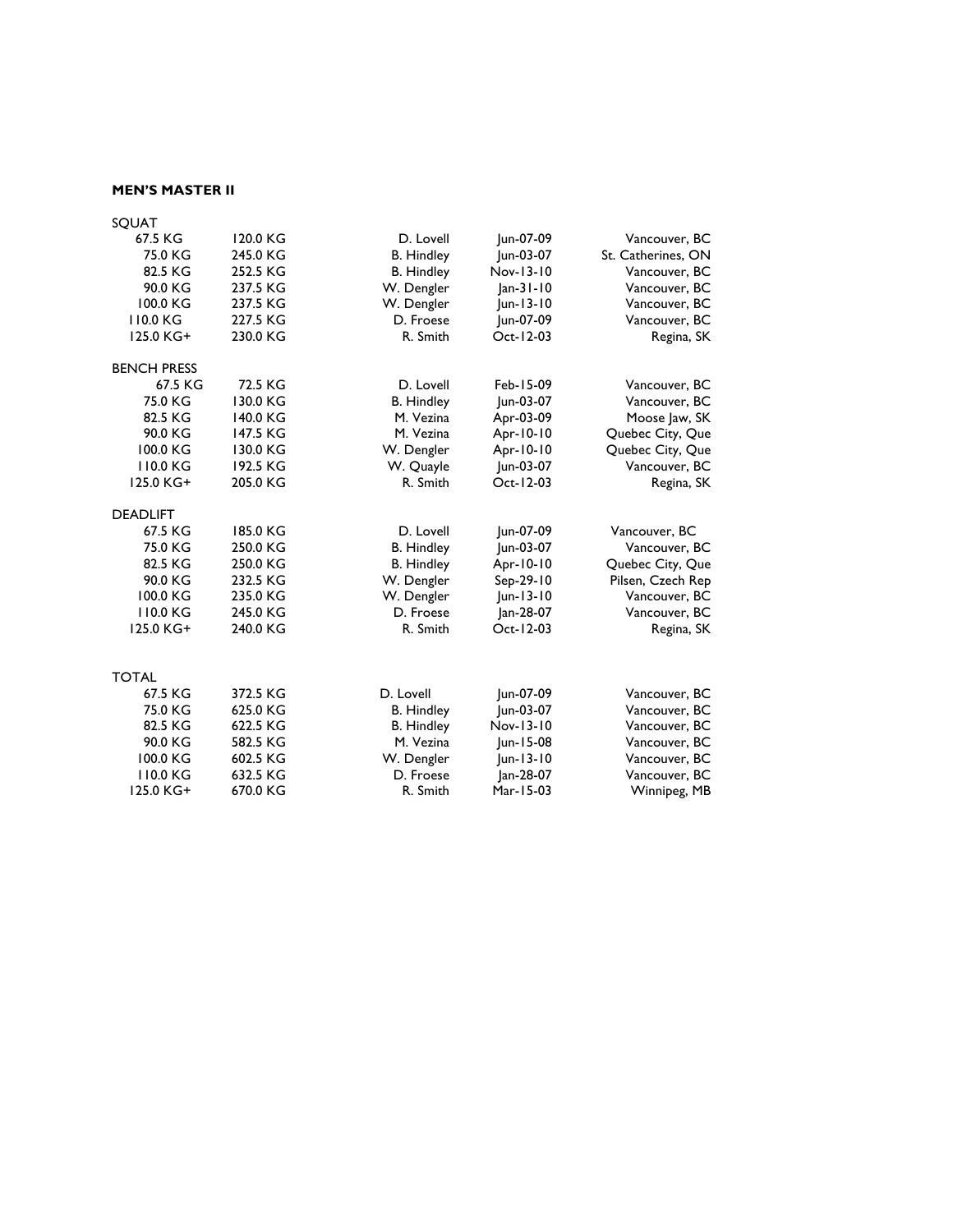**MEN'S MASTER II**

| SQUAT | | | | |
|---|---|---|---|---|
| 67.5 KG | 120.0 KG | D. Lovell | Jun-07-09 | Vancouver, BC |
| 75.0 KG | 245.0 KG | B. Hindley | Jun-03-07 | St. Catherines, ON |
| 82.5 KG | 252.5 KG | B. Hindley | Nov-13-10 | Vancouver, BC |
| 90.0 KG | 237.5 KG | W. Dengler | Jan-31-10 | Vancouver, BC |
| 100.0 KG | 237.5 KG | W. Dengler | Jun-13-10 | Vancouver, BC |
| 110.0 KG | 227.5 KG | D. Froese | Jun-07-09 | Vancouver, BC |
| 125.0 KG+ | 230.0 KG | R. Smith | Oct-12-03 | Regina, SK |

| BENCH PRESS | | | | |
|---|---|---|---|---|
| 67.5 KG | 72.5 KG | D. Lovell | Feb-15-09 | Vancouver, BC |
| 75.0 KG | 130.0 KG | B. Hindley | Jun-03-07 | Vancouver, BC |
| 82.5 KG | 140.0 KG | M. Vezina | Apr-03-09 | Moose Jaw, SK |
| 90.0 KG | 147.5 KG | M. Vezina | Apr-10-10 | Quebec City, Que |
| 100.0 KG | 130.0 KG | W. Dengler | Apr-10-10 | Quebec City, Que |
| 110.0 KG | 192.5 KG | W. Quayle | Jun-03-07 | Vancouver, BC |
| 125.0 KG+ | 205.0 KG | R. Smith | Oct-12-03 | Regina, SK |

| DEADLIFT | | | | |
|---|---|---|---|---|
| 67.5 KG | 185.0 KG | D. Lovell | Jun-07-09 | Vancouver, BC |
| 75.0 KG | 250.0 KG | B. Hindley | Jun-03-07 | Vancouver, BC |
| 82.5 KG | 250.0 KG | B. Hindley | Apr-10-10 | Quebec City, Que |
| 90.0 KG | 232.5 KG | W. Dengler | Sep-29-10 | Pilsen, Czech Rep |
| 100.0 KG | 235.0 KG | W. Dengler | Jun-13-10 | Vancouver, BC |
| 110.0 KG | 245.0 KG | D. Froese | Jan-28-07 | Vancouver, BC |
| 125.0 KG+ | 240.0 KG | R. Smith | Oct-12-03 | Regina, SK |

| TOTAL | | | | |
|---|---|---|---|---|
| 67.5 KG | 372.5 KG | D. Lovell | Jun-07-09 | Vancouver, BC |
| 75.0 KG | 625.0 KG | B. Hindley | Jun-03-07 | Vancouver, BC |
| 82.5 KG | 622.5 KG | B. Hindley | Nov-13-10 | Vancouver, BC |
| 90.0 KG | 582.5 KG | M. Vezina | Jun-15-08 | Vancouver, BC |
| 100.0 KG | 602.5 KG | W. Dengler | Jun-13-10 | Vancouver, BC |
| 110.0 KG | 632.5 KG | D. Froese | Jan-28-07 | Vancouver, BC |
| 125.0 KG+ | 670.0 KG | R. Smith | Mar-15-03 | Winnipeg, MB |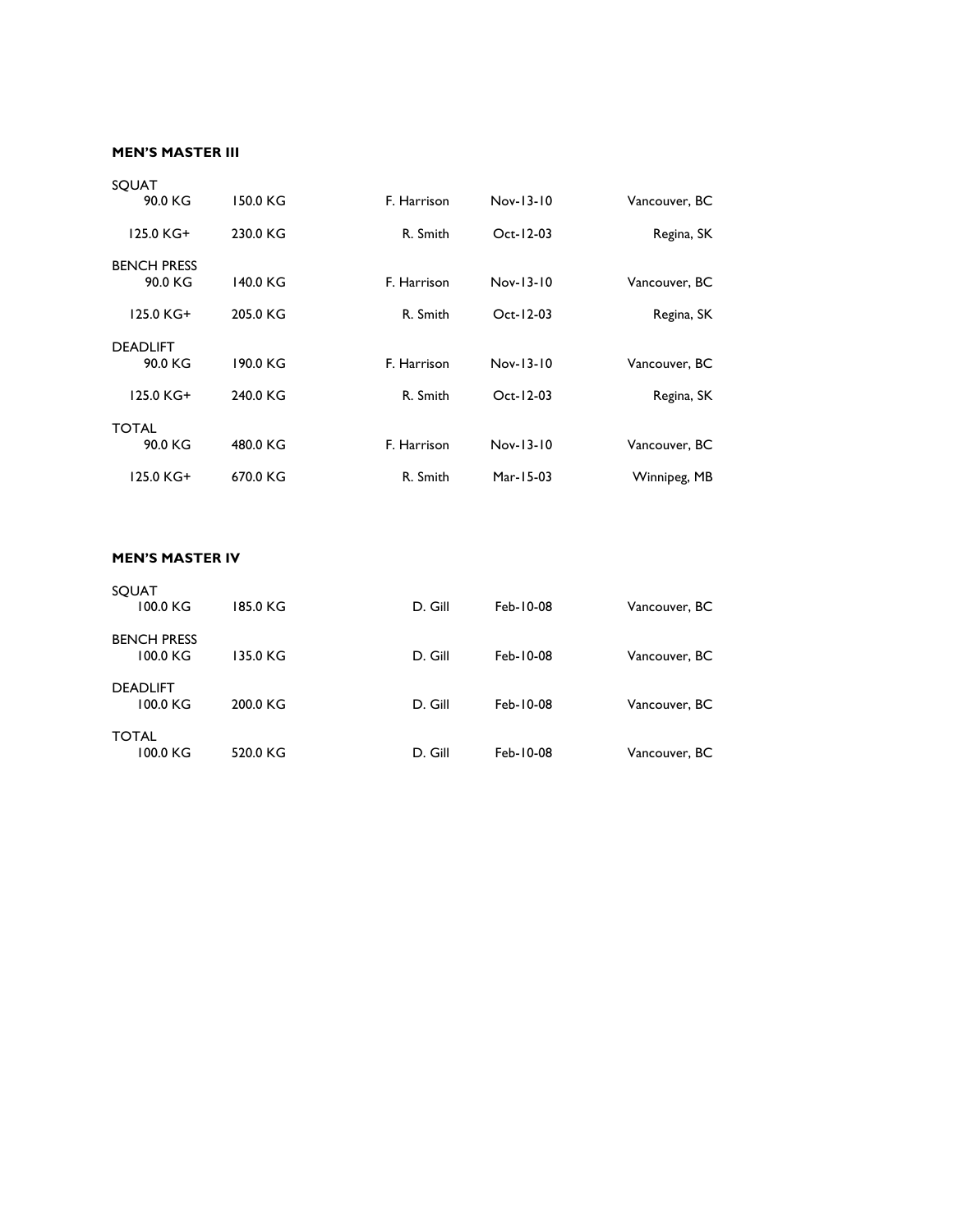**MEN'S MASTER III**

| | | | | |
|---|---|---|---|---|
| SQUAT | | | | |
| 90.0 KG | 150.0 KG | F. Harrison | Nov-13-10 | Vancouver, BC |
| 125.0 KG+ | 230.0 KG | R. Smith | Oct-12-03 | Regina, SK |
| BENCH PRESS | | | | |
| 90.0 KG | 140.0 KG | F. Harrison | Nov-13-10 | Vancouver, BC |
| 125.0 KG+ | 205.0 KG | R. Smith | Oct-12-03 | Regina, SK |
| DEADLIFT | | | | |
| 90.0 KG | 190.0 KG | F. Harrison | Nov-13-10 | Vancouver, BC |
| 125.0 KG+ | 240.0 KG | R. Smith | Oct-12-03 | Regina, SK |
| TOTAL | | | | |
| 90.0 KG | 480.0 KG | F. Harrison | Nov-13-10 | Vancouver, BC |
| 125.0 KG+ | 670.0 KG | R. Smith | Mar-15-03 | Winnipeg, MB |

**MEN'S MASTER IV**

| | | | | |
|---|---|---|---|---|
| SQUAT | | | | |
| 100.0 KG | 185.0 KG | D. Gill | Feb-10-08 | Vancouver, BC |
| BENCH PRESS | | | | |
| 100.0 KG | 135.0 KG | D. Gill | Feb-10-08 | Vancouver, BC |
| DEADLIFT | | | | |
| 100.0 KG | 200.0 KG | D. Gill | Feb-10-08 | Vancouver, BC |
| TOTAL | | | | |
| 100.0 KG | 520.0 KG | D. Gill | Feb-10-08 | Vancouver, BC |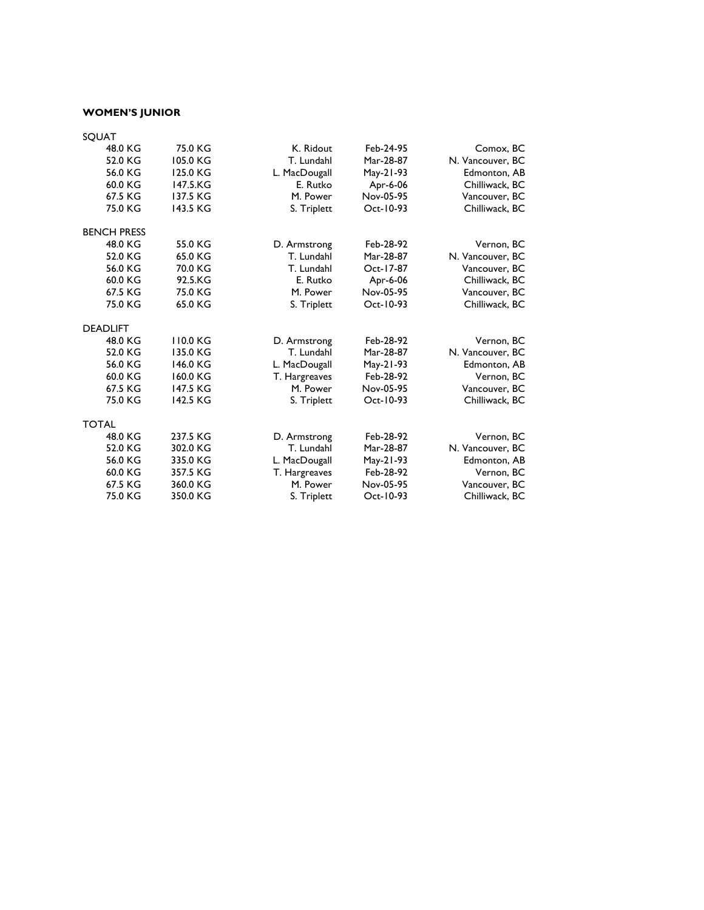**WOMEN'S JUNIOR**

SQUAT

| | | | | |
|---|---|---|---|---|
| 48.0 KG | 75.0 KG | K. Ridout | Feb-24-95 | Comox, BC |
| 52.0 KG | 105.0 KG | T. Lundahl | Mar-28-87 | N. Vancouver, BC |
| 56.0 KG | 125.0 KG | L. MacDougall | May-21-93 | Edmonton, AB |
| 60.0 KG | 147.5.KG | E. Rutko | Apr-6-06 | Chilliwack, BC |
| 67.5 KG | 137.5 KG | M. Power | Nov-05-95 | Vancouver, BC |
| 75.0 KG | 143.5 KG | S. Triplett | Oct-10-93 | Chilliwack, BC |

BENCH PRESS

| | | | | |
|---|---|---|---|---|
| 48.0 KG | 55.0 KG | D. Armstrong | Feb-28-92 | Vernon, BC |
| 52.0 KG | 65.0 KG | T. Lundahl | Mar-28-87 | N. Vancouver, BC |
| 56.0 KG | 70.0 KG | T. Lundahl | Oct-17-87 | Vancouver, BC |
| 60.0 KG | 92.5.KG | E. Rutko | Apr-6-06 | Chilliwack, BC |
| 67.5 KG | 75.0 KG | M. Power | Nov-05-95 | Vancouver, BC |
| 75.0 KG | 65.0 KG | S. Triplett | Oct-10-93 | Chilliwack, BC |

DEADLIFT

| | | | | |
|---|---|---|---|---|
| 48.0 KG | 110.0 KG | D. Armstrong | Feb-28-92 | Vernon, BC |
| 52.0 KG | 135.0 KG | T. Lundahl | Mar-28-87 | N. Vancouver, BC |
| 56.0 KG | 146.0 KG | L. MacDougall | May-21-93 | Edmonton, AB |
| 60.0 KG | 160.0 KG | T. Hargreaves | Feb-28-92 | Vernon, BC |
| 67.5 KG | 147.5 KG | M. Power | Nov-05-95 | Vancouver, BC |
| 75.0 KG | 142.5 KG | S. Triplett | Oct-10-93 | Chilliwack, BC |

TOTAL

| | | | | |
|---|---|---|---|---|
| 48.0 KG | 237.5 KG | D. Armstrong | Feb-28-92 | Vernon, BC |
| 52.0 KG | 302.0 KG | T. Lundahl | Mar-28-87 | N. Vancouver, BC |
| 56.0 KG | 335.0 KG | L. MacDougall | May-21-93 | Edmonton, AB |
| 60.0 KG | 357.5 KG | T. Hargreaves | Feb-28-92 | Vernon, BC |
| 67.5 KG | 360.0 KG | M. Power | Nov-05-95 | Vancouver, BC |
| 75.0 KG | 350.0 KG | S. Triplett | Oct-10-93 | Chilliwack, BC |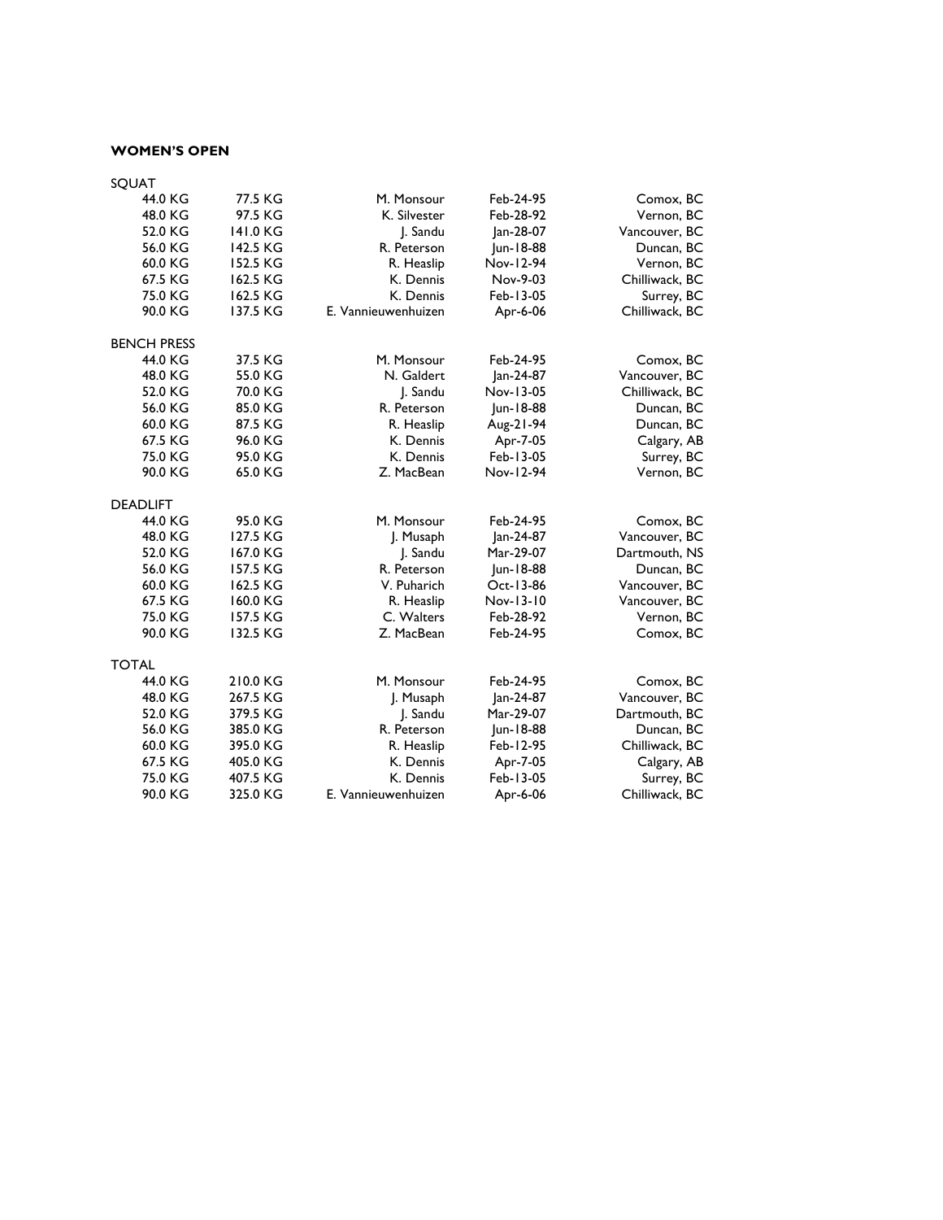**WOMEN'S OPEN**

SQUAT

| | | | | |
|---|---|---|---|---|
| 44.0 KG | 77.5 KG | M. Monsour | Feb-24-95 | Comox, BC |
| 48.0 KG | 97.5 KG | K. Silvester | Feb-28-92 | Vernon, BC |
| 52.0 KG | 141.0 KG | J. Sandu | Jan-28-07 | Vancouver, BC |
| 56.0 KG | 142.5 KG | R. Peterson | Jun-18-88 | Duncan, BC |
| 60.0 KG | 152.5 KG | R. Heaslip | Nov-12-94 | Vernon, BC |
| 67.5 KG | 162.5 KG | K. Dennis | Nov-9-03 | Chilliwack, BC |
| 75.0 KG | 162.5 KG | K. Dennis | Feb-13-05 | Surrey, BC |
| 90.0 KG | 137.5 KG | E. Vannieuwenhuizen | Apr-6-06 | Chilliwack, BC |

BENCH PRESS

| | | | | |
|---|---|---|---|---|
| 44.0 KG | 37.5 KG | M. Monsour | Feb-24-95 | Comox, BC |
| 48.0 KG | 55.0 KG | N. Galdert | Jan-24-87 | Vancouver, BC |
| 52.0 KG | 70.0 KG | J. Sandu | Nov-13-05 | Chilliwack, BC |
| 56.0 KG | 85.0 KG | R. Peterson | Jun-18-88 | Duncan, BC |
| 60.0 KG | 87.5 KG | R. Heaslip | Aug-21-94 | Duncan, BC |
| 67.5 KG | 96.0 KG | K. Dennis | Apr-7-05 | Calgary, AB |
| 75.0 KG | 95.0 KG | K. Dennis | Feb-13-05 | Surrey, BC |
| 90.0 KG | 65.0 KG | Z. MacBean | Nov-12-94 | Vernon, BC |

DEADLIFT

| | | | | |
|---|---|---|---|---|
| 44.0 KG | 95.0 KG | M. Monsour | Feb-24-95 | Comox, BC |
| 48.0 KG | 127.5 KG | J. Musaph | Jan-24-87 | Vancouver, BC |
| 52.0 KG | 167.0 KG | J. Sandu | Mar-29-07 | Dartmouth, NS |
| 56.0 KG | 157.5 KG | R. Peterson | Jun-18-88 | Duncan, BC |
| 60.0 KG | 162.5 KG | V. Puharich | Oct-13-86 | Vancouver, BC |
| 67.5 KG | 160.0 KG | R. Heaslip | Nov-13-10 | Vancouver, BC |
| 75.0 KG | 157.5 KG | C. Walters | Feb-28-92 | Vernon, BC |
| 90.0 KG | 132.5 KG | Z. MacBean | Feb-24-95 | Comox, BC |

TOTAL

| | | | | |
|---|---|---|---|---|
| 44.0 KG | 210.0 KG | M. Monsour | Feb-24-95 | Comox, BC |
| 48.0 KG | 267.5 KG | J. Musaph | Jan-24-87 | Vancouver, BC |
| 52.0 KG | 379.5 KG | J. Sandu | Mar-29-07 | Dartmouth, BC |
| 56.0 KG | 385.0 KG | R. Peterson | Jun-18-88 | Duncan, BC |
| 60.0 KG | 395.0 KG | R. Heaslip | Feb-12-95 | Chilliwack, BC |
| 67.5 KG | 405.0 KG | K. Dennis | Apr-7-05 | Calgary, AB |
| 75.0 KG | 407.5 KG | K. Dennis | Feb-13-05 | Surrey, BC |
| 90.0 KG | 325.0 KG | E. Vannieuwenhuizen | Apr-6-06 | Chilliwack, BC |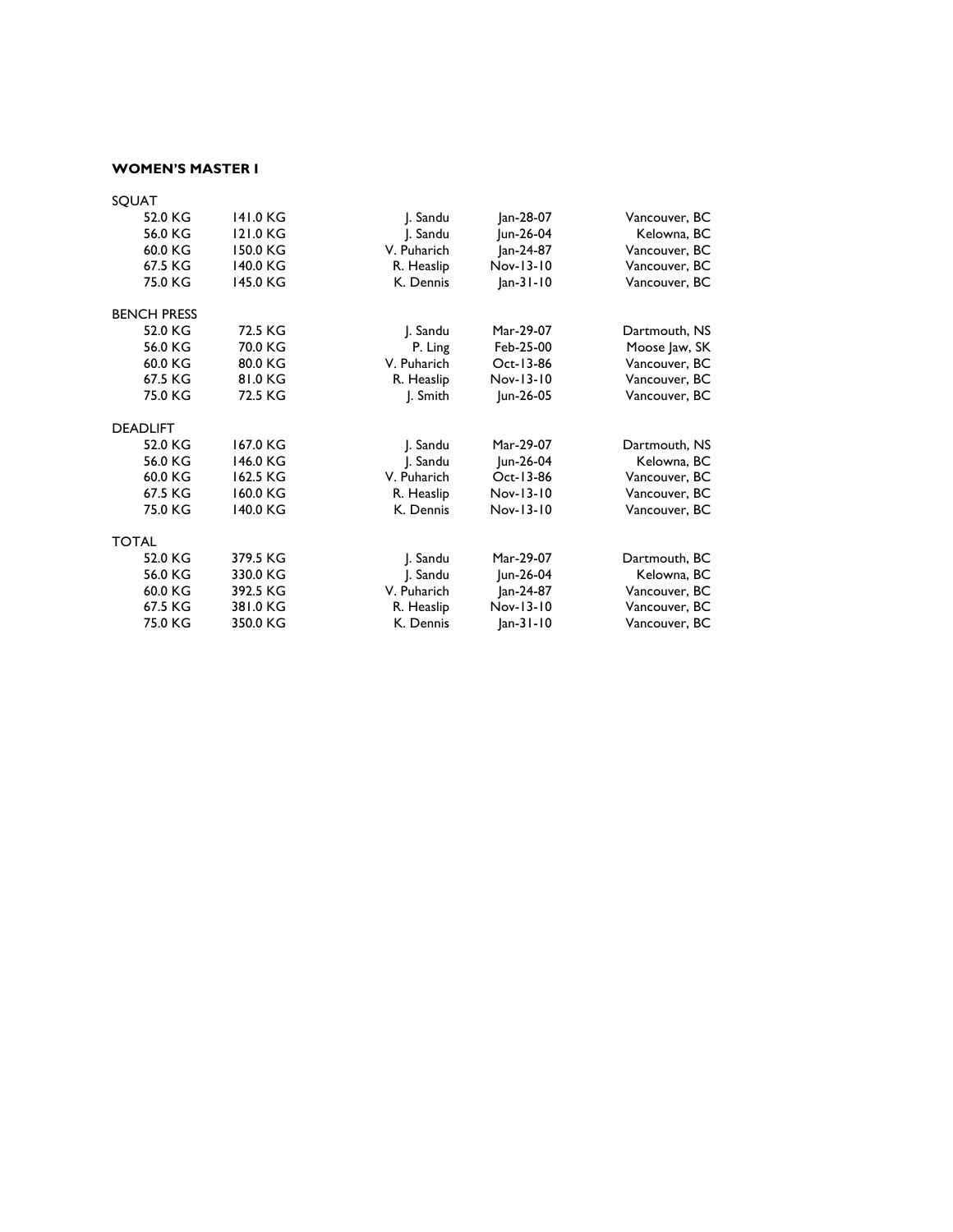**WOMEN'S MASTER I**

SQUAT

| | | | | |
|---|---|---|---|---|
| 52.0 KG | 141.0 KG | J. Sandu | Jan-28-07 | Vancouver, BC |
| 56.0 KG | 121.0 KG | J. Sandu | Jun-26-04 | Kelowna, BC |
| 60.0 KG | 150.0 KG | V. Puharich | Jan-24-87 | Vancouver, BC |
| 67.5 KG | 140.0 KG | R. Heaslip | Nov-13-10 | Vancouver, BC |
| 75.0 KG | 145.0 KG | K. Dennis | Jan-31-10 | Vancouver, BC |

BENCH PRESS

| | | | | |
|---|---|---|---|---|
| 52.0 KG | 72.5 KG | J. Sandu | Mar-29-07 | Dartmouth, NS |
| 56.0 KG | 70.0 KG | P. Ling | Feb-25-00 | Moose Jaw, SK |
| 60.0 KG | 80.0 KG | V. Puharich | Oct-13-86 | Vancouver, BC |
| 67.5 KG | 81.0 KG | R. Heaslip | Nov-13-10 | Vancouver, BC |
| 75.0 KG | 72.5 KG | J. Smith | Jun-26-05 | Vancouver, BC |

DEADLIFT

| | | | | |
|---|---|---|---|---|
| 52.0 KG | 167.0 KG | J. Sandu | Mar-29-07 | Dartmouth, NS |
| 56.0 KG | 146.0 KG | J. Sandu | Jun-26-04 | Kelowna, BC |
| 60.0 KG | 162.5 KG | V. Puharich | Oct-13-86 | Vancouver, BC |
| 67.5 KG | 160.0 KG | R. Heaslip | Nov-13-10 | Vancouver, BC |
| 75.0 KG | 140.0 KG | K. Dennis | Nov-13-10 | Vancouver, BC |

TOTAL

| | | | | |
|---|---|---|---|---|
| 52.0 KG | 379.5 KG | J. Sandu | Mar-29-07 | Dartmouth, BC |
| 56.0 KG | 330.0 KG | J. Sandu | Jun-26-04 | Kelowna, BC |
| 60.0 KG | 392.5 KG | V. Puharich | Jan-24-87 | Vancouver, BC |
| 67.5 KG | 381.0 KG | R. Heaslip | Nov-13-10 | Vancouver, BC |
| 75.0 KG | 350.0 KG | K. Dennis | Jan-31-10 | Vancouver, BC |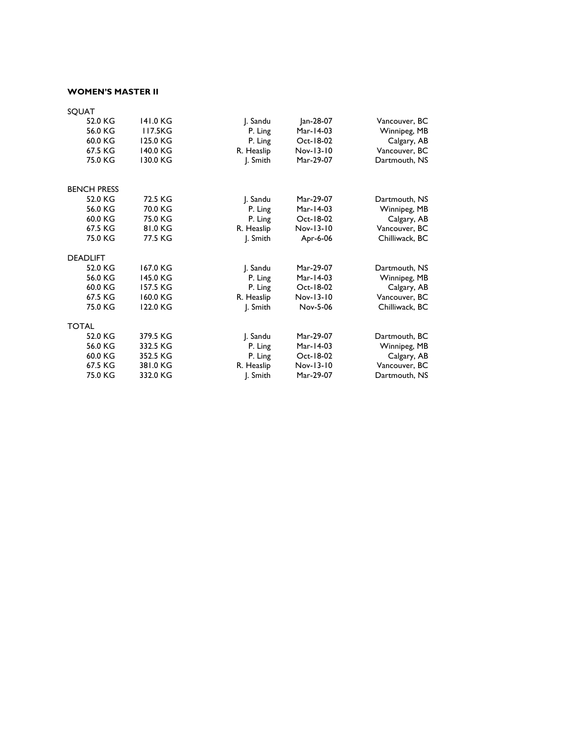**WOMEN'S MASTER II**

| SQUAT | | | | |
|---|---|---|---|---|
| 52.0 KG | 141.0 KG | J. Sandu | Jan-28-07 | Vancouver, BC |
| 56.0 KG | 117.5KG | P. Ling | Mar-14-03 | Winnipeg, MB |
| 60.0 KG | 125.0 KG | P. Ling | Oct-18-02 | Calgary, AB |
| 67.5 KG | 140.0 KG | R. Heaslip | Nov-13-10 | Vancouver, BC |
| 75.0 KG | 130.0 KG | J. Smith | Mar-29-07 | Dartmouth, NS |

| BENCH PRESS | | | | |
|---|---|---|---|---|
| 52.0 KG | 72.5 KG | J. Sandu | Mar-29-07 | Dartmouth, NS |
| 56.0 KG | 70.0 KG | P. Ling | Mar-14-03 | Winnipeg, MB |
| 60.0 KG | 75.0 KG | P. Ling | Oct-18-02 | Calgary, AB |
| 67.5 KG | 81.0 KG | R. Heaslip | Nov-13-10 | Vancouver, BC |
| 75.0 KG | 77.5 KG | J. Smith | Apr-6-06 | Chilliwack, BC |

| DEADLIFT | | | | |
|---|---|---|---|---|
| 52.0 KG | 167.0 KG | J. Sandu | Mar-29-07 | Dartmouth, NS |
| 56.0 KG | 145.0 KG | P. Ling | Mar-14-03 | Winnipeg, MB |
| 60.0 KG | 157.5 KG | P. Ling | Oct-18-02 | Calgary, AB |
| 67.5 KG | 160.0 KG | R. Heaslip | Nov-13-10 | Vancouver, BC |
| 75.0 KG | 122.0 KG | J. Smith | Nov-5-06 | Chilliwack, BC |

| TOTAL | | | | |
|---|---|---|---|---|
| 52.0 KG | 379.5 KG | J. Sandu | Mar-29-07 | Dartmouth, BC |
| 56.0 KG | 332.5 KG | P. Ling | Mar-14-03 | Winnipeg, MB |
| 60.0 KG | 352.5 KG | P. Ling | Oct-18-02 | Calgary, AB |
| 67.5 KG | 381.0 KG | R. Heaslip | Nov-13-10 | Vancouver, BC |
| 75.0 KG | 332.0 KG | J. Smith | Mar-29-07 | Dartmouth, NS |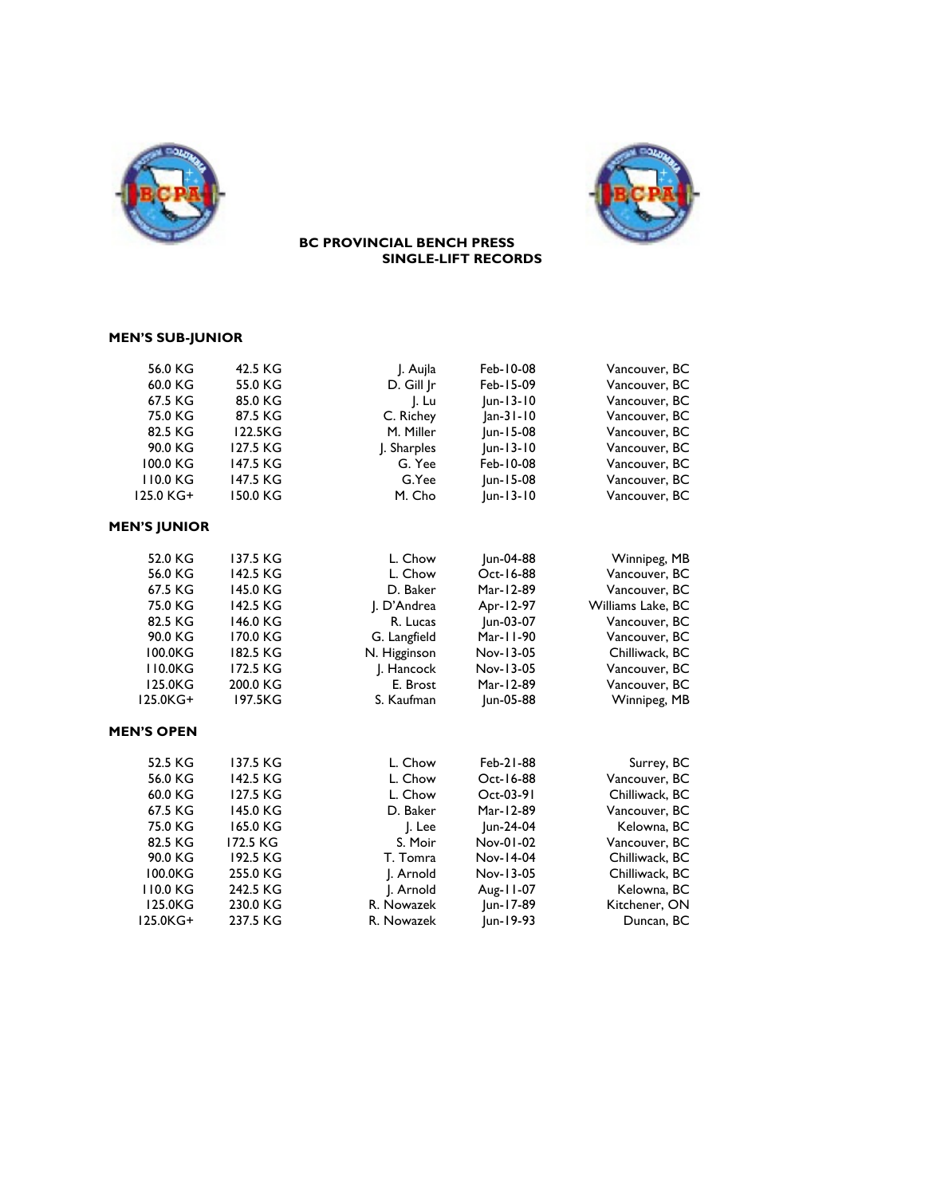**BC PROVINCIAL BENCH PRESS SINGLE-LIFT RECORDS**

### MEN'S SUB-JUNIOR

| Class | Record | Name | Date | Location |
|---|---|---|---|---|
| 56.0 KG | 42.5 KG | J. Aujla | Feb-10-08 | Vancouver, BC |
| 60.0 KG | 55.0 KG | D. Gill Jr | Feb-15-09 | Vancouver, BC |
| 67.5 KG | 85.0 KG | J. Lu | Jun-13-10 | Vancouver, BC |
| 75.0 KG | 87.5 KG | C. Richey | Jan-31-10 | Vancouver, BC |
| 82.5 KG | 122.5KG | M. Miller | Jun-15-08 | Vancouver, BC |
| 90.0 KG | 127.5 KG | J. Sharples | Jun-13-10 | Vancouver, BC |
| 100.0 KG | 147.5 KG | G. Yee | Feb-10-08 | Vancouver, BC |
| 110.0 KG | 147.5 KG | G.Yee | Jun-15-08 | Vancouver, BC |
| 125.0 KG+ | 150.0 KG | M. Cho | Jun-13-10 | Vancouver, BC |

### MEN'S JUNIOR

| Class | Record | Name | Date | Location |
|---|---|---|---|---|
| 52.0 KG | 137.5 KG | L. Chow | Jun-04-88 | Winnipeg, MB |
| 56.0 KG | 142.5 KG | L. Chow | Oct-16-88 | Vancouver, BC |
| 67.5 KG | 145.0 KG | D. Baker | Mar-12-89 | Vancouver, BC |
| 75.0 KG | 142.5 KG | J. D'Andrea | Apr-12-97 | Williams Lake, BC |
| 82.5 KG | 146.0 KG | R. Lucas | Jun-03-07 | Vancouver, BC |
| 90.0 KG | 170.0 KG | G. Langfield | Mar-11-90 | Vancouver, BC |
| 100.0KG | 182.5 KG | N. Higginson | Nov-13-05 | Chilliwack, BC |
| 110.0KG | 172.5 KG | J. Hancock | Nov-13-05 | Vancouver, BC |
| 125.0KG | 200.0 KG | E. Brost | Mar-12-89 | Vancouver, BC |
| 125.0KG+ | 197.5KG | S. Kaufman | Jun-05-88 | Winnipeg, MB |

### MEN'S OPEN

| Class | Record | Name | Date | Location |
|---|---|---|---|---|
| 52.5 KG | 137.5 KG | L. Chow | Feb-21-88 | Surrey, BC |
| 56.0 KG | 142.5 KG | L. Chow | Oct-16-88 | Vancouver, BC |
| 60.0 KG | 127.5 KG | L. Chow | Oct-03-91 | Chilliwack, BC |
| 67.5 KG | 145.0 KG | D. Baker | Mar-12-89 | Vancouver, BC |
| 75.0 KG | 165.0 KG | J. Lee | Jun-24-04 | Kelowna, BC |
| 82.5 KG | 172.5 KG | S. Moir | Nov-01-02 | Vancouver, BC |
| 90.0 KG | 192.5 KG | T. Tomra | Nov-14-04 | Chilliwack, BC |
| 100.0KG | 255.0 KG | J. Arnold | Nov-13-05 | Chilliwack, BC |
| 110.0 KG | 242.5 KG | J. Arnold | Aug-11-07 | Kelowna, BC |
| 125.0KG | 230.0 KG | R. Nowazek | Jun-17-89 | Kitchener, ON |
| 125.0KG+ | 237.5 KG | R. Nowazek | Jun-19-93 | Duncan, BC |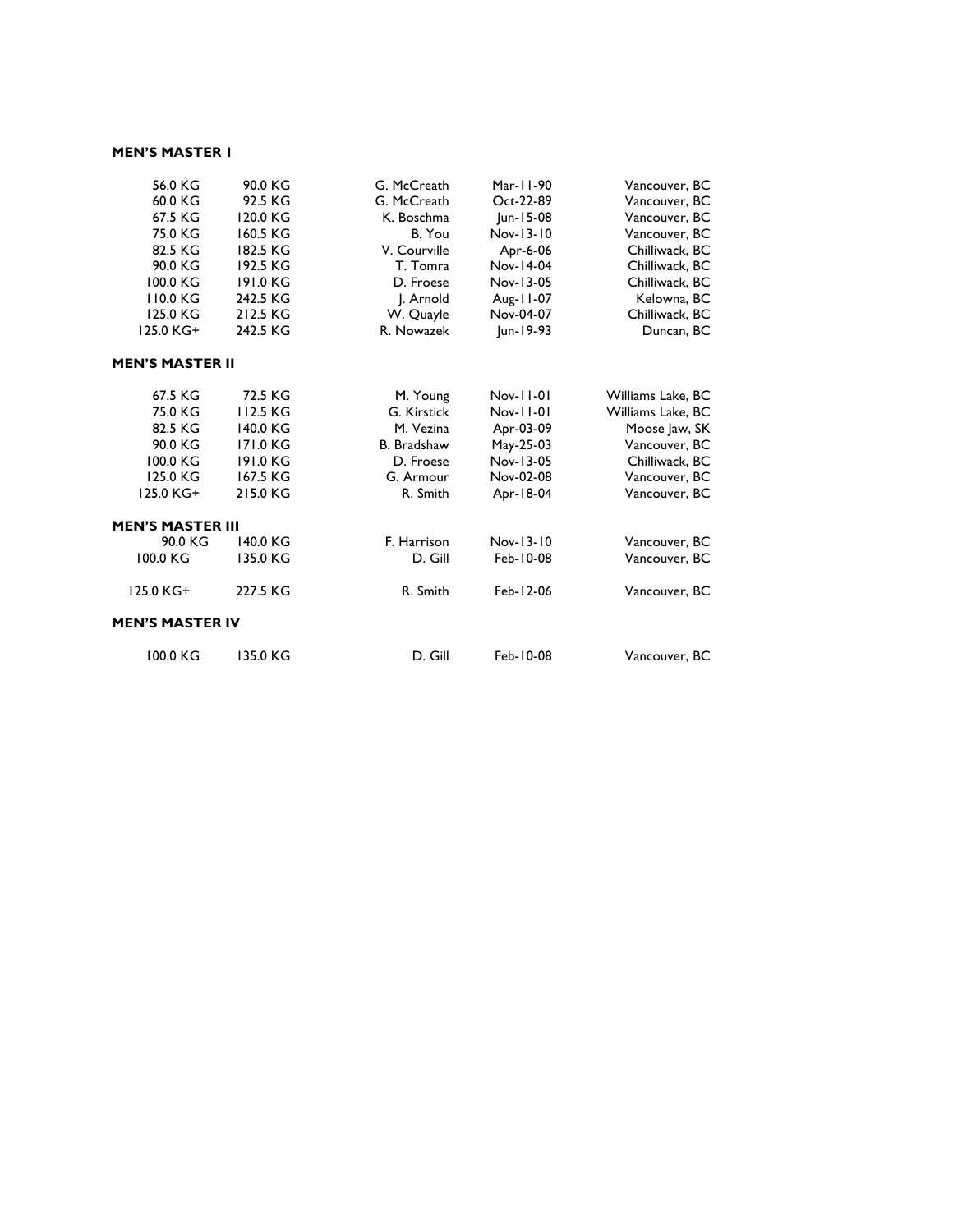**MEN'S MASTER I**

| | | | | |
|---|---|---|---|---|
| 56.0 KG | 90.0 KG | G. McCreath | Mar-11-90 | Vancouver, BC |
| 60.0 KG | 92.5 KG | G. McCreath | Oct-22-89 | Vancouver, BC |
| 67.5 KG | 120.0 KG | K. Boschma | Jun-15-08 | Vancouver, BC |
| 75.0 KG | 160.5 KG | B. You | Nov-13-10 | Vancouver, BC |
| 82.5 KG | 182.5 KG | V. Courville | Apr-6-06 | Chilliwack, BC |
| 90.0 KG | 192.5 KG | T. Tomra | Nov-14-04 | Chilliwack, BC |
| 100.0 KG | 191.0 KG | D. Froese | Nov-13-05 | Chilliwack, BC |
| 110.0 KG | 242.5 KG | J. Arnold | Aug-11-07 | Kelowna, BC |
| 125.0 KG | 212.5 KG | W. Quayle | Nov-04-07 | Chilliwack, BC |
| 125.0 KG+ | 242.5 KG | R. Nowazek | Jun-19-93 | Duncan, BC |

**MEN'S MASTER II**

| | | | | |
|---|---|---|---|---|
| 67.5 KG | 72.5 KG | M. Young | Nov-11-01 | Williams Lake, BC |
| 75.0 KG | 112.5 KG | G. Kirstick | Nov-11-01 | Williams Lake, BC |
| 82.5 KG | 140.0 KG | M. Vezina | Apr-03-09 | Moose Jaw, SK |
| 90.0 KG | 171.0 KG | B. Bradshaw | May-25-03 | Vancouver, BC |
| 100.0 KG | 191.0 KG | D. Froese | Nov-13-05 | Chilliwack, BC |
| 125.0 KG | 167.5 KG | G. Armour | Nov-02-08 | Vancouver, BC |
| 125.0 KG+ | 215.0 KG | R. Smith | Apr-18-04 | Vancouver, BC |

**MEN'S MASTER III**

| | | | | |
|---|---|---|---|---|
| 90.0 KG | 140.0 KG | F. Harrison | Nov-13-10 | Vancouver, BC |
| 100.0 KG | 135.0 KG | D. Gill | Feb-10-08 | Vancouver, BC |
| 125.0 KG+ | 227.5 KG | R. Smith | Feb-12-06 | Vancouver, BC |

**MEN'S MASTER IV**

| | | | | |
|---|---|---|---|---|
| 100.0 KG | 135.0 KG | D. Gill | Feb-10-08 | Vancouver, BC |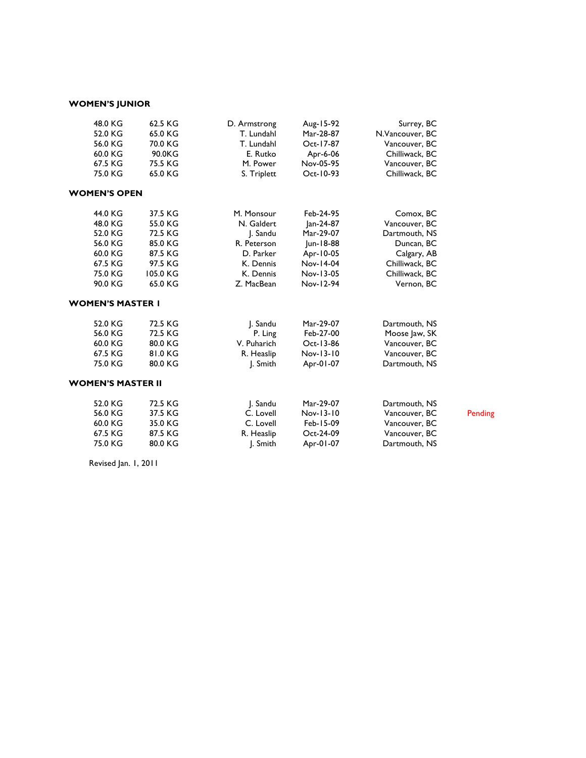**WOMEN'S JUNIOR**

| | | | | |
|---|---|---|---|---|
| 48.0 KG | 62.5 KG | D. Armstrong | Aug-15-92 | Surrey, BC |
| 52.0 KG | 65.0 KG | T. Lundahl | Mar-28-87 | N.Vancouver, BC |
| 56.0 KG | 70.0 KG | T. Lundahl | Oct-17-87 | Vancouver, BC |
| 60.0 KG | 90.0KG | E. Rutko | Apr-6-06 | Chilliwack, BC |
| 67.5 KG | 75.5 KG | M. Power | Nov-05-95 | Vancouver, BC |
| 75.0 KG | 65.0 KG | S. Triplett | Oct-10-93 | Chilliwack, BC |

**WOMEN'S OPEN**

| | | | | |
|---|---|---|---|---|
| 44.0 KG | 37.5 KG | M. Monsour | Feb-24-95 | Comox, BC |
| 48.0 KG | 55.0 KG | N. Galdert | Jan-24-87 | Vancouver, BC |
| 52.0 KG | 72.5 KG | J. Sandu | Mar-29-07 | Dartmouth, NS |
| 56.0 KG | 85.0 KG | R. Peterson | Jun-18-88 | Duncan, BC |
| 60.0 KG | 87.5 KG | D. Parker | Apr-10-05 | Calgary, AB |
| 67.5 KG | 97.5 KG | K. Dennis | Nov-14-04 | Chilliwack, BC |
| 75.0 KG | 105.0 KG | K. Dennis | Nov-13-05 | Chilliwack, BC |
| 90.0 KG | 65.0 KG | Z. MacBean | Nov-12-94 | Vernon, BC |

**WOMEN'S MASTER I**

| | | | | |
|---|---|---|---|---|
| 52.0 KG | 72.5 KG | J. Sandu | Mar-29-07 | Dartmouth, NS |
| 56.0 KG | 72.5 KG | P. Ling | Feb-27-00 | Moose Jaw, SK |
| 60.0 KG | 80.0 KG | V. Puharich | Oct-13-86 | Vancouver, BC |
| 67.5 KG | 81.0 KG | R. Heaslip | Nov-13-10 | Vancouver, BC |
| 75.0 KG | 80.0 KG | J. Smith | Apr-01-07 | Dartmouth, NS |

**WOMEN'S MASTER II**

| | | | | | |
|---|---|---|---|---|---|
| 52.0 KG | 72.5 KG | J. Sandu | Mar-29-07 | Dartmouth, NS | |
| 56.0 KG | 37.5 KG | C. Lovell | Nov-13-10 | Vancouver, BC | Pending |
| 60.0 KG | 35.0 KG | C. Lovell | Feb-15-09 | Vancouver, BC | |
| 67.5 KG | 87.5 KG | R. Heaslip | Oct-24-09 | Vancouver, BC | |
| 75.0 KG | 80.0 KG | J. Smith | Apr-01-07 | Dartmouth, NS | |

Revised Jan. 1, 2011